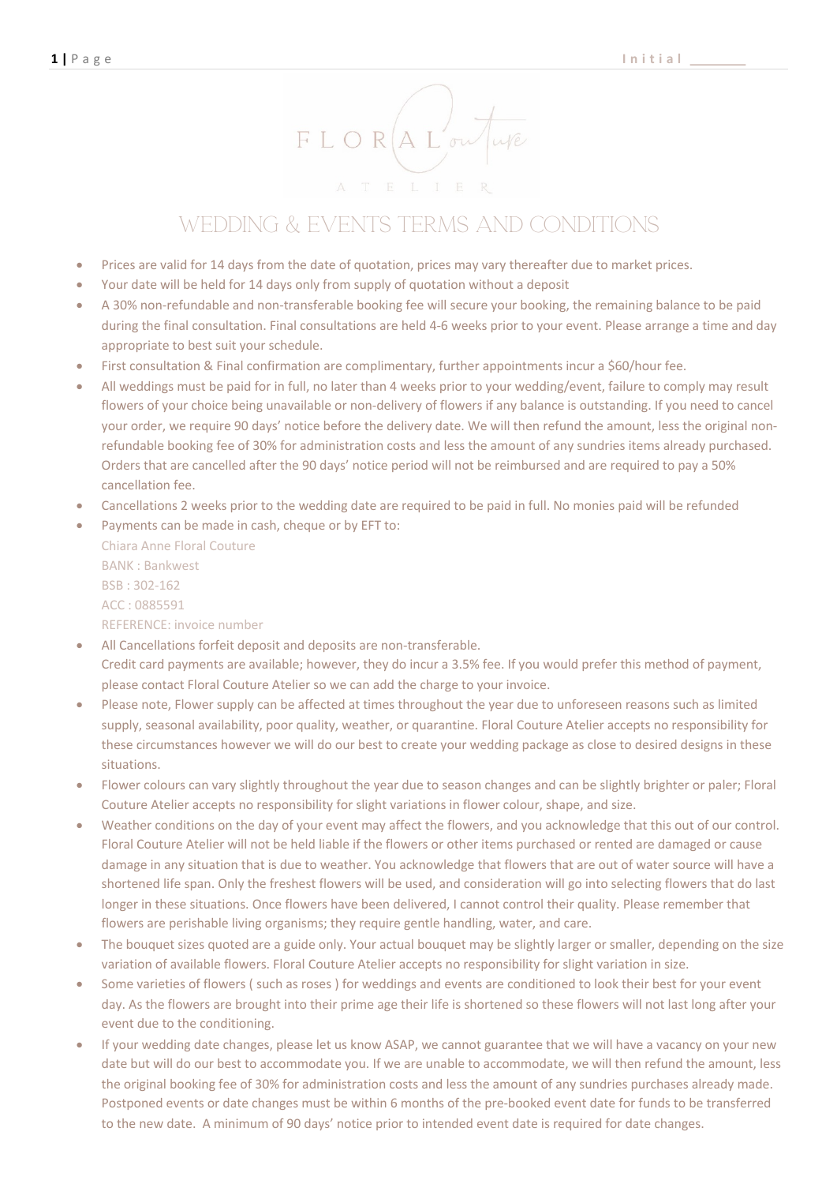# WEDDING & EVENTS TERMS AND CONDITIONS

- Prices are valid for 14 days from the date of quotation, prices may vary thereafter due to market prices.
- Your date will be held for 14 days only from supply of quotation without a deposit
- A 30% non-refundable and non-transferable booking fee will secure your booking, the remaining balance to be paid during the final consultation. Final consultations are held 4-6 weeks prior to your event. Please arrange a time and day appropriate to best suit your schedule.
- First consultation & Final confirmation are complimentary, further appointments incur a $60/hour fee.
- All weddings must be paid for in full, no later than 4 weeks prior to your wedding/event, failure to comply may result flowers of your choice being unavailable or non-delivery of flowers if any balance is outstanding. If you need to cancel your order, we require 90 days' notice before the delivery date. We will then refund the amount, less the original non-refundable booking fee of 30% for administration costs and less the amount of any sundries items already purchased. Orders that are cancelled after the 90 days' notice period will not be reimbursed and are required to pay a 50% cancellation fee.
- Cancellations 2 weeks prior to the wedding date are required to be paid in full. No monies paid will be refunded
- Payments can be made in cash, cheque or by EFT to:
  Chiara Anne Floral Couture
  BANK : Bankwest
  BSB : 302-162
  ACC : 0885591
  REFERENCE: invoice number
- All Cancellations forfeit deposit and deposits are non-transferable.
  Credit card payments are available; however, they do incur a 3.5% fee. If you would prefer this method of payment, please contact Floral Couture Atelier so we can add the charge to your invoice.
- Please note, Flower supply can be affected at times throughout the year due to unforeseen reasons such as limited supply, seasonal availability, poor quality, weather, or quarantine. Floral Couture Atelier accepts no responsibility for these circumstances however we will do our best to create your wedding package as close to desired designs in these situations.
- Flower colours can vary slightly throughout the year due to season changes and can be slightly brighter or paler; Floral Couture Atelier accepts no responsibility for slight variations in flower colour, shape, and size.
- Weather conditions on the day of your event may affect the flowers, and you acknowledge that this out of our control. Floral Couture Atelier will not be held liable if the flowers or other items purchased or rented are damaged or cause damage in any situation that is due to weather. You acknowledge that flowers that are out of water source will have a shortened life span. Only the freshest flowers will be used, and consideration will go into selecting flowers that do last longer in these situations. Once flowers have been delivered, I cannot control their quality. Please remember that flowers are perishable living organisms; they require gentle handling, water, and care.
- The bouquet sizes quoted are a guide only. Your actual bouquet may be slightly larger or smaller, depending on the size variation of available flowers. Floral Couture Atelier accepts no responsibility for slight variation in size.
- Some varieties of flowers ( such as roses ) for weddings and events are conditioned to look their best for your event day. As the flowers are brought into their prime age their life is shortened so these flowers will not last long after your event due to the conditioning.
- If your wedding date changes, please let us know ASAP, we cannot guarantee that we will have a vacancy on your new date but will do our best to accommodate you. If we are unable to accommodate, we will then refund the amount, less the original booking fee of 30% for administration costs and less the amount of any sundries purchases already made. Postponed events or date changes must be within 6 months of the pre-booked event date for funds to be transferred to the new date. A minimum of 90 days' notice prior to intended event date is required for date changes.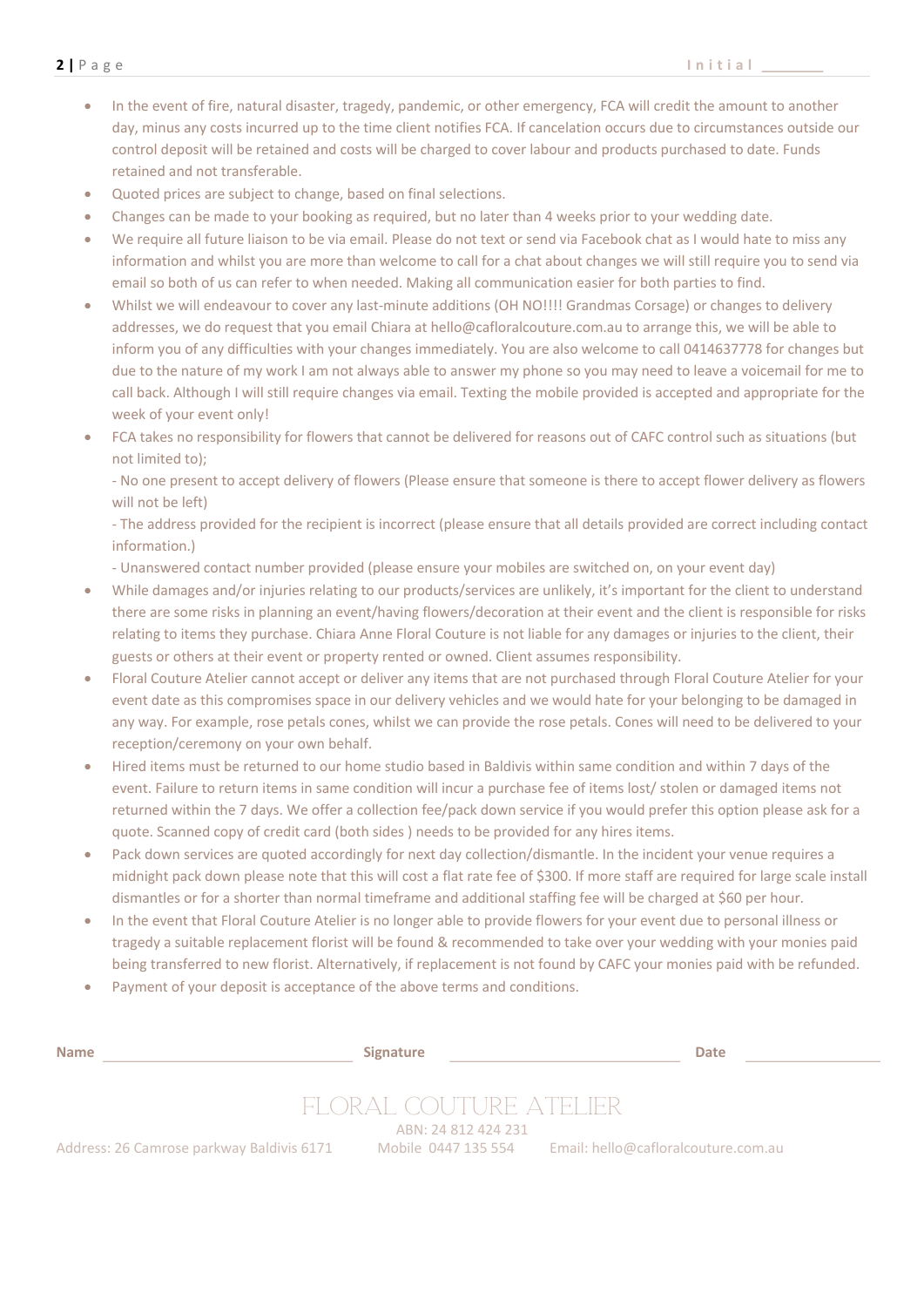- In the event of fire, natural disaster, tragedy, pandemic, or other emergency, FCA will credit the amount to another day, minus any costs incurred up to the time client notifies FCA. If cancelation occurs due to circumstances outside our control deposit will be retained and costs will be charged to cover labour and products purchased to date. Funds retained and not transferable.
- Quoted prices are subject to change, based on final selections.
- Changes can be made to your booking as required, but no later than 4 weeks prior to your wedding date.
- We require all future liaison to be via email. Please do not text or send via Facebook chat as I would hate to miss any information and whilst you are more than welcome to call for a chat about changes we will still require you to send via email so both of us can refer to when needed. Making all communication easier for both parties to find.
- Whilst we will endeavour to cover any last-minute additions (OH NO!!!! Grandmas Corsage) or changes to delivery addresses, we do request that you email Chiara at hello@cafloralcouture.com.au to arrange this, we will be able to inform you of any difficulties with your changes immediately. You are also welcome to call 0414637778 for changes but due to the nature of my work I am not always able to answer my phone so you may need to leave a voicemail for me to call back. Although I will still require changes via email. Texting the mobile provided is accepted and appropriate for the week of your event only!
- FCA takes no responsibility for flowers that cannot be delivered for reasons out of CAFC control such as situations (but not limited to);
  - No one present to accept delivery of flowers (Please ensure that someone is there to accept flower delivery as flowers will not be left)
  - The address provided for the recipient is incorrect (please ensure that all details provided are correct including contact information.)
  - Unanswered contact number provided (please ensure your mobiles are switched on, on your event day)
- While damages and/or injuries relating to our products/services are unlikely, it's important for the client to understand there are some risks in planning an event/having flowers/decoration at their event and the client is responsible for risks relating to items they purchase. Chiara Anne Floral Couture is not liable for any damages or injuries to the client, their guests or others at their event or property rented or owned. Client assumes responsibility.
- Floral Couture Atelier cannot accept or deliver any items that are not purchased through Floral Couture Atelier for your event date as this compromises space in our delivery vehicles and we would hate for your belonging to be damaged in any way. For example, rose petals cones, whilst we can provide the rose petals. Cones will need to be delivered to your reception/ceremony on your own behalf.
- Hired items must be returned to our home studio based in Baldivis within same condition and within 7 days of the event. Failure to return items in same condition will incur a purchase fee of items lost/ stolen or damaged items not returned within the 7 days. We offer a collection fee/pack down service if you would prefer this option please ask for a quote. Scanned copy of credit card (both sides ) needs to be provided for any hires items.
- Pack down services are quoted accordingly for next day collection/dismantle. In the incident your venue requires a midnight pack down please note that this will cost a flat rate fee of $300. If more staff are required for large scale install dismantles or for a shorter than normal timeframe and additional staffing fee will be charged at $60 per hour.
- In the event that Floral Couture Atelier is no longer able to provide flowers for your event due to personal illness or tragedy a suitable replacement florist will be found & recommended to take over your wedding with your monies paid being transferred to new florist. Alternatively, if replacement is not found by CAFC your monies paid with be refunded.
- Payment of your deposit is acceptance of the above terms and conditions.

**Name** ______________________ **Signature** ______________________ **Date** ____________

FLORAL COUTURE ATELIER

ABN: 24 812 424 231

Address: 26 Camrose parkway Baldivis 6171    Mobile 0447 135 554    Email: hello@cafloralcouture.com.au